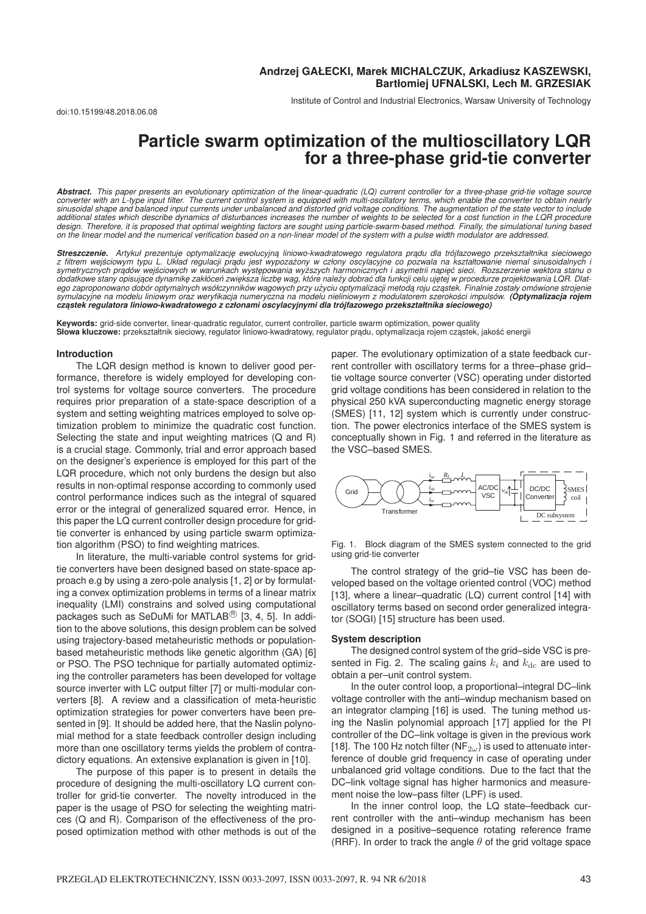**Andrzej GAŁECKI, Marek MICHALCZUK, Arkadiusz KASZEWSKI, Bartłomiej UFNALSKI, Lech M. GRZESIAK**

Institute of Control and Industrial Electronics, Warsaw University of Technology

doi:10.15199/48.2018.06.08

# Particle swarm optimization of the multioscillatory LQR for a three-phase grid-tie converter

***Abstract.*** *This paper presents an evolutionary optimization of the linear-quadratic (LQ) current controller for a three-phase grid-tie voltage source converter with an L-type input filter. The current control system is equipped with multi-oscillatory terms, which enable the converter to obtain nearly sinusoidal shape and balanced input currents under unbalanced and distorted grid voltage conditions. The augmentation of the state vector to include additional states which describe dynamics of disturbances increases the number of weights to be selected for a cost function in the LQR procedure design. Therefore, it is proposed that optimal weighting factors are sought using particle-swarm-based method. Finally, the simulational tuning based on the linear model and the numerical verification based on a non-linear model of the system with a pulse width modulator are addressed.*

***Streszczenie.*** *Artykuł prezentuje optymalizację ewolucyjną liniowo-kwadratowego regulatora prądu dla trójfazowego przekształtnika sieciowego z filtrem wejściowym typu L. Układ regulacji prądu jest wypozażony w człony oscylacyjne co pozwala na kształtowanie niemal sinusoidalnych i symetrycznych prądów wejściowych w warunkach występowania wyższych harmonicznych i asymetrii napięć sieci. Rozszerzenie wektora stanu o dodatkowe stany opisujące dynamikę zakłóceń zwiększa liczbę wag, które należy dobrać dla funkcji celu ujętej w procedurze projektowania LQR. Dlatego zaproponowano dobór optymalnych wsółczynników wagowych przy użyciu optymalizacji metodą roju cząstek. Finalnie zostały omówione strojenie symulacyjne na modelu liniowym oraz weryfikacja numeryczna na modelu nieliniowym z modulatorem szerokości impulsów.* ***(Optymalizacja rojem cząstek regulatora liniowo-kwadratowego z członami oscylacyjnymi dla trójfazowego przekształtnika sieciowego)***

**Keywords:** grid-side converter, linear-quadratic regulator, current controller, particle swarm optimization, power quality
**Słowa kluczowe:** przekształtnik sieciowy, regulator liniowo-kwadratowy, regulator prądu, optymalizacja rojem cząstek, jakość energii

## Introduction

The LQR design method is known to deliver good performance, therefore is widely employed for developing control systems for voltage source converters. The procedure requires prior preparation of a state-space description of a system and setting weighting matrices employed to solve optimization problem to minimize the quadratic cost function. Selecting the state and input weighting matrices (Q and R) is a crucial stage. Commonly, trial and error approach based on the designer's experience is employed for this part of the LQR procedure, which not only burdens the design but also results in non-optimal response according to commonly used control performance indices such as the integral of squared error or the integral of generalized squared error. Hence, in this paper the LQ current controller design procedure for grid-tie converter is enhanced by using particle swarm optimization algorithm (PSO) to find weighting matrices.

In literature, the multi-variable control systems for grid-tie converters have been designed based on state-space approach e.g by using a zero-pole analysis [1, 2] or by formulating a convex optimization problems in terms of a linear matrix inequality (LMI) constrains and solved using computational packages such as SeDuMi for MATLAB® [3, 4, 5]. In addition to the above solutions, this design problem can be solved using trajectory-based metaheuristic methods or population-based metaheuristic methods like genetic algorithm (GA) [6] or PSO. The PSO technique for partially automated optimizing the controller parameters has been developed for voltage source inverter with LC output filter [7] or multi-modular converters [8]. A review and a classification of meta-heuristic optimization strategies for power converters have been presented in [9]. It should be added here, that the Naslin polynomial method for a state feedback controller design including more than one oscillatory terms yields the problem of contradictory equations. An extensive explanation is given in [10].

The purpose of this paper is to present in details the procedure of designing the multi-oscillatory LQ current controller for grid-tie converter. The novelty introduced in the paper is the usage of PSO for selecting the weighting matrices (Q and R). Comparison of the effectiveness of the proposed optimization method with other methods is out of the paper. The evolutionary optimization of a state feedback current controller with oscillatory terms for a three–phase grid–tie voltage source converter (VSC) operating under distorted grid voltage conditions has been considered in relation to the physical 250 kVA superconducting magnetic energy storage (SMES) [11, 12] system which is currently under construction. The power electronics interface of the SMES system is conceptually shown in Fig. 1 and referred in the literature as the VSC–based SMES.

Fig. 1. Block diagram of the SMES system connected to the grid using grid-tie converter

The control strategy of the grid–tie VSC has been developed based on the voltage oriented control (VOC) method [13], where a linear–quadratic (LQ) current control [14] with oscillatory terms based on second order generalized integrator (SOGI) [15] structure has been used.

## System description

The designed control system of the grid–side VSC is presented in Fig. 2. The scaling gains $k_i$ and $k_{\mathrm{dc}}$ are used to obtain a per–unit control system.

In the outer control loop, a proportional–integral DC–link voltage controller with the anti–windup mechanism based on an integrator clamping [16] is used. The tuning method using the Naslin polynomial approach [17] applied for the PI controller of the DC–link voltage is given in the previous work [18]. The 100 Hz notch filter ($\mathrm{NF}_{2\omega}$) is used to attenuate interference of double grid frequency in case of operating under unbalanced grid voltage conditions. Due to the fact that the DC–link voltage signal has higher harmonics and measurement noise the low–pass filter (LPF) is used.

In the inner control loop, the LQ state–feedback current controller with the anti–windup mechanism has been designed in a positive–sequence rotating reference frame (RRF). In order to track the angle $\theta$ of the grid voltage space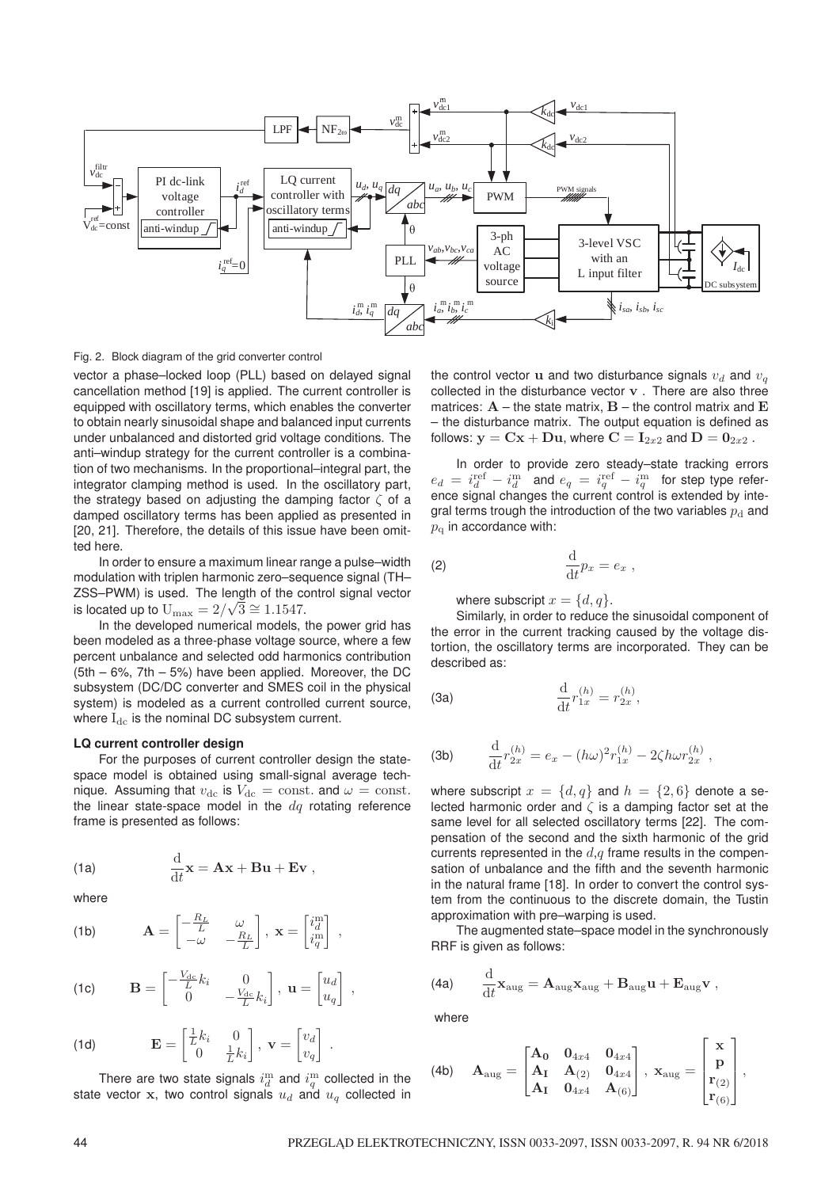Fig. 2. Block diagram of the grid converter control

vector a phase–locked loop (PLL) based on delayed signal cancellation method [19] is applied. The current controller is equipped with oscillatory terms, which enables the converter to obtain nearly sinusoidal shape and balanced input currents under unbalanced and distorted grid voltage conditions. The anti–windup strategy for the current controller is a combination of two mechanisms. In the proportional–integral part, the integrator clamping method is used. In the oscillatory part, the strategy based on adjusting the damping factor $\zeta$ of a damped oscillatory terms has been applied as presented in [20, 21]. Therefore, the details of this issue have been omitted here.

In order to ensure a maximum linear range a pulse–width modulation with triplen harmonic zero–sequence signal (TH–ZSS–PWM) is used. The length of the control signal vector is located up to $\mathrm{U}_{\max} = 2/\sqrt{3} \cong 1.1547$.

In the developed numerical models, the power grid has been modeled as a three-phase voltage source, where a few percent unbalance and selected odd harmonics contribution (5th – 6%, 7th – 5%) have been applied. Moreover, the DC subsystem (DC/DC converter and SMES coil in the physical system) is modeled as a current controlled current source, where $\mathrm{I}_{\mathrm{dc}}$ is the nominal DC subsystem current.

### LQ current controller design

For the purposes of current controller design the state-space model is obtained using small-signal average technique. Assuming that $v_{\mathrm{dc}}$ is $V_{\mathrm{dc}} = \mathrm{const.}$ and $\omega = \mathrm{const.}$ the linear state-space model in the $dq$ rotating reference frame is presented as follows:

$$\frac{\mathrm{d}}{\mathrm{d}t}\mathbf{x} = \mathbf{A}\mathbf{x} + \mathbf{B}\mathbf{u} + \mathbf{E}\mathbf{v} \ , \tag{1a}$$

where

$$\mathbf{A} = \begin{bmatrix} -\frac{R_L}{L} & \omega \\ -\omega & -\frac{R_L}{L} \end{bmatrix}, \ \mathbf{x} = \begin{bmatrix} i_d^{\mathrm{m}} \\ i_q^{\mathrm{m}} \end{bmatrix} \ , \tag{1b}$$

$$\mathbf{B} = \begin{bmatrix} -\frac{V_{\mathrm{dc}}}{L}k_i & 0 \\ 0 & -\frac{V_{\mathrm{dc}}}{L}k_i \end{bmatrix}, \ \mathbf{u} = \begin{bmatrix} u_d \\ u_q \end{bmatrix} \ , \tag{1c}$$

$$\mathbf{E} = \begin{bmatrix} \frac{1}{L}k_i & 0 \\ 0 & \frac{1}{L}k_i \end{bmatrix}, \ \mathbf{v} = \begin{bmatrix} v_d \\ v_q \end{bmatrix} \ . \tag{1d}$$

There are two state signals $i_d^{\mathrm{m}}$ and $i_q^{\mathrm{m}}$ collected in the state vector $\mathbf{x}$, two control signals $u_d$ and $u_q$ collected in the control vector $\mathbf{u}$ and two disturbance signals $v_d$ and $v_q$ collected in the disturbance vector $\mathbf{v}$ . There are also three matrices: $\mathbf{A}$ – the state matrix, $\mathbf{B}$ – the control matrix and $\mathbf{E}$ – the disturbance matrix. The output equation is defined as follows: $\mathbf{y} = \mathbf{C}\mathbf{x} + \mathbf{D}\mathbf{u}$, where $\mathbf{C} = \mathbf{I}_{2x2}$ and $\mathbf{D} = \mathbf{0}_{2x2}$ .

In order to provide zero steady–state tracking errors $e_d = i_d^{\mathrm{ref}} - i_d^{\mathrm{m}}$ and $e_q = i_q^{\mathrm{ref}} - i_q^{\mathrm{m}}$ for step type reference signal changes the current control is extended by integral terms trough the introduction of the two variables $p_{\mathrm{d}}$ and $p_{\mathrm{q}}$ in accordance with:

$$\frac{\mathrm{d}}{\mathrm{d}t}p_x = e_x \ , \tag{2}$$

where subscript $x = \{d, q\}$.

Similarly, in order to reduce the sinusoidal component of the error in the current tracking caused by the voltage distortion, the oscillatory terms are incorporated. They can be described as:

$$\frac{\mathrm{d}}{\mathrm{d}t}r_{1x}^{(h)} = r_{2x}^{(h)}, \tag{3a}$$

$$\frac{\mathrm{d}}{\mathrm{d}t}r_{2x}^{(h)} = e_x - (h\omega)^2 r_{1x}^{(h)} - 2\zeta h\omega r_{2x}^{(h)} \ , \tag{3b}$$

where subscript $x = \{d, q\}$ and $h = \{2, 6\}$ denote a selected harmonic order and $\zeta$ is a damping factor set at the same level for all selected oscillatory terms [22]. The compensation of the second and the sixth harmonic of the grid currents represented in the $d$,$q$ frame results in the compensation of unbalance and the fifth and the seventh harmonic in the natural frame [18]. In order to convert the control system from the continuous to the discrete domain, the Tustin approximation with pre–warping is used.

The augmented state–space model in the synchronously RRF is given as follows:

$$\frac{\mathrm{d}}{\mathrm{d}t}\mathbf{x}_{\mathrm{aug}} = \mathbf{A}_{\mathrm{aug}}\mathbf{x}_{\mathrm{aug}} + \mathbf{B}_{\mathrm{aug}}\mathbf{u} + \mathbf{E}_{\mathrm{aug}}\mathbf{v} \ , \tag{4a}$$

where

$$\mathbf{A}_{\mathrm{aug}} = \begin{bmatrix} \mathbf{A_0} & \mathbf{0}_{4x4} & \mathbf{0}_{4x4} \\ \mathbf{A_I} & \mathbf{A}_{(2)} & \mathbf{0}_{4x4} \\ \mathbf{A_I} & \mathbf{0}_{4x4} & \mathbf{A}_{(6)} \end{bmatrix}, \ \mathbf{x}_{\mathrm{aug}} = \begin{bmatrix} \mathbf{x} \\ \mathbf{p} \\ \mathbf{r}_{(2)} \\ \mathbf{r}_{(6)} \end{bmatrix}, \tag{4b}$$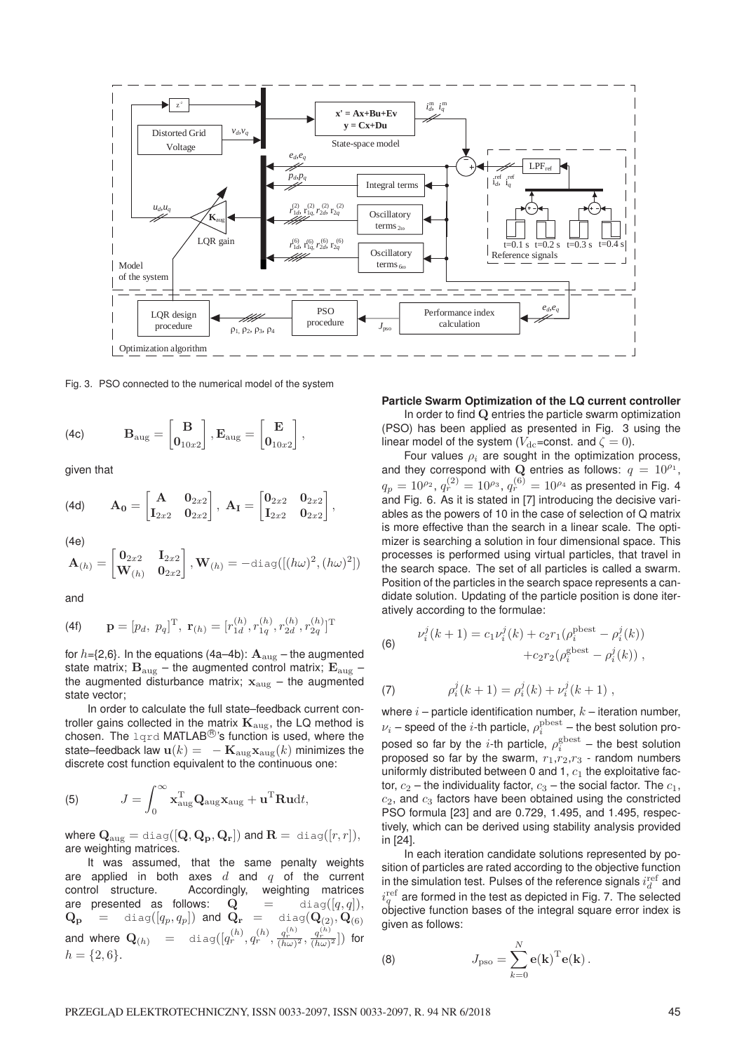Fig. 3. PSO connected to the numerical model of the system

(4c)
$$\mathbf{B}_{\rm aug} = \begin{bmatrix} \mathbf{B} \\ \mathbf{0}_{10x2} \end{bmatrix}, \mathbf{E}_{\rm aug} = \begin{bmatrix} \mathbf{E} \\ \mathbf{0}_{10x2} \end{bmatrix},$$

given that

(4d)
$$\mathbf{A_0} = \begin{bmatrix} \mathbf{A} & \mathbf{0}_{2x2} \\ \mathbf{I}_{2x2} & \mathbf{0}_{2x2} \end{bmatrix}, \ \mathbf{A_I} = \begin{bmatrix} \mathbf{0}_{2x2} & \mathbf{0}_{2x2} \\ \mathbf{I}_{2x2} & \mathbf{0}_{2x2} \end{bmatrix},$$

(4e)
$$\mathbf{A}_{(h)} = \begin{bmatrix} \mathbf{0}_{2x2} & \mathbf{I}_{2x2} \\ \mathbf{W}_{(h)} & \mathbf{0}_{2x2} \end{bmatrix}, \mathbf{W}_{(h)} = -\mathtt{diag}([(h\omega)^2, (h\omega)^2])$$

and

(4f)
$$\mathbf{p} = [p_d,\ p_q]^{\rm T},\ \mathbf{r}_{(h)} = [r_{1d}^{(h)}, r_{1q}^{(h)}, r_{2d}^{(h)}, r_{2q}^{(h)}]^{\rm T}$$

for $h$={2,6}. In the equations (4a–4b): $\mathbf{A}_{\rm aug}$ – the augmented state matrix; $\mathbf{B}_{\rm aug}$ – the augmented control matrix; $\mathbf{E}_{\rm aug}$ – the augmented disturbance matrix; $\mathbf{x}_{\rm aug}$ – the augmented state vector;

In order to calculate the full state–feedback current controller gains collected in the matrix $\mathbf{K}_{\rm aug}$, the LQ method is chosen. The `lqrd` MATLAB®'s function is used, where the state–feedback law $\mathbf{u}(k) = -\mathbf{K}_{\rm aug}\mathbf{x}_{\rm aug}(k)$ minimizes the discrete cost function equivalent to the continuous one:

(5)
$$J = \int_0^\infty \mathbf{x}_{\rm aug}^{\rm T}\mathbf{Q}_{\rm aug}\mathbf{x}_{\rm aug} + \mathbf{u}^{\rm T}\mathbf{R}\mathbf{u}{\rm d}t,$$

where $\mathbf{Q}_{\rm aug} = \mathtt{diag}([\mathbf{Q}, \mathbf{Q_p}, \mathbf{Q_r}])$ and $\mathbf{R} = \mathtt{diag}([r, r])$, are weighting matrices.

It was assumed, that the same penalty weights are applied in both axes $d$ and $q$ of the current control structure. Accordingly, weighting matrices are presented as follows: $\mathbf{Q} = \mathtt{diag}([q, q])$, $\mathbf{Q_p} = \mathtt{diag}([q_p, q_p])$ and $\mathbf{Q_r} = \mathtt{diag}(\mathbf{Q}_{(2)}, \mathbf{Q}_{(6)}$ and where $\mathbf{Q}_{(h)} = \mathtt{diag}([q_r^{(h)}, q_r^{(h)}, \frac{q_r^{(h)}}{(h\omega)^2}, \frac{q_r^{(h)}}{(h\omega)^2}])$ for $h = \{2, 6\}$.

**Particle Swarm Optimization of the LQ current controller**

In order to find $\mathbf{Q}$ entries the particle swarm optimization (PSO) has been applied as presented in Fig. 3 using the linear model of the system ($V_{\rm dc}$=const. and $\zeta = 0$).

Four values $\rho_i$ are sought in the optimization process, and they correspond with $\mathbf{Q}$ entries as follows: $q = 10^{\rho_1}$, $q_p = 10^{\rho_2}$, $q_r^{(2)} = 10^{\rho_3}$, $q_r^{(6)} = 10^{\rho_4}$ as presented in Fig. 4 and Fig. 6. As it is stated in [7] introducing the decisive variables as the powers of 10 in the case of selection of Q matrix is more effective than the search in a linear scale. The optimizer is searching a solution in four dimensional space. This processes is performed using virtual particles, that travel in the search space. The set of all particles is called a swarm. Position of the particles in the search space represents a candidate solution. Updating of the particle position is done iteratively according to the formulae:

(6)
$$\nu_i^j(k+1) = c_1\nu_i^j(k) + c_2 r_1(\rho_i^{\rm pbest} - \rho_i^j(k)) + c_2 r_2(\rho_i^{\rm gbest} - \rho_i^j(k)),$$

(7)
$$\rho_i^j(k+1) = \rho_i^j(k) + \nu_i^j(k+1),$$

where $i$ – particle identification number, $k$ – iteration number, $\nu_i$ – speed of the $i$-th particle, $\rho_i^{\rm pbest}$ – the best solution proposed so far by the $i$-th particle, $\rho_i^{\rm gbest}$ – the best solution proposed so far by the swarm, $r_1$,$r_2$,$r_3$ - random numbers uniformly distributed between 0 and 1, $c_1$ the exploitative factor, $c_2$ – the individuality factor, $c_3$ – the social factor. The $c_1$, $c_2$, and $c_3$ factors have been obtained using the constricted PSO formula [23] and are 0.729, 1.495, and 1.495, respectively, which can be derived using stability analysis provided in [24].

In each iteration candidate solutions represented by position of particles are rated according to the objective function in the simulation test. Pulses of the reference signals $i_d^{\rm ref}$ and $i_q^{\rm ref}$ are formed in the test as depicted in Fig. 7. The selected objective function bases of the integral square error index is given as follows:

(8)
$$J_{\rm pso} = \sum_{k=0}^{N} \mathbf{e}(\mathbf{k})^{\rm T}\mathbf{e}(\mathbf{k}).$$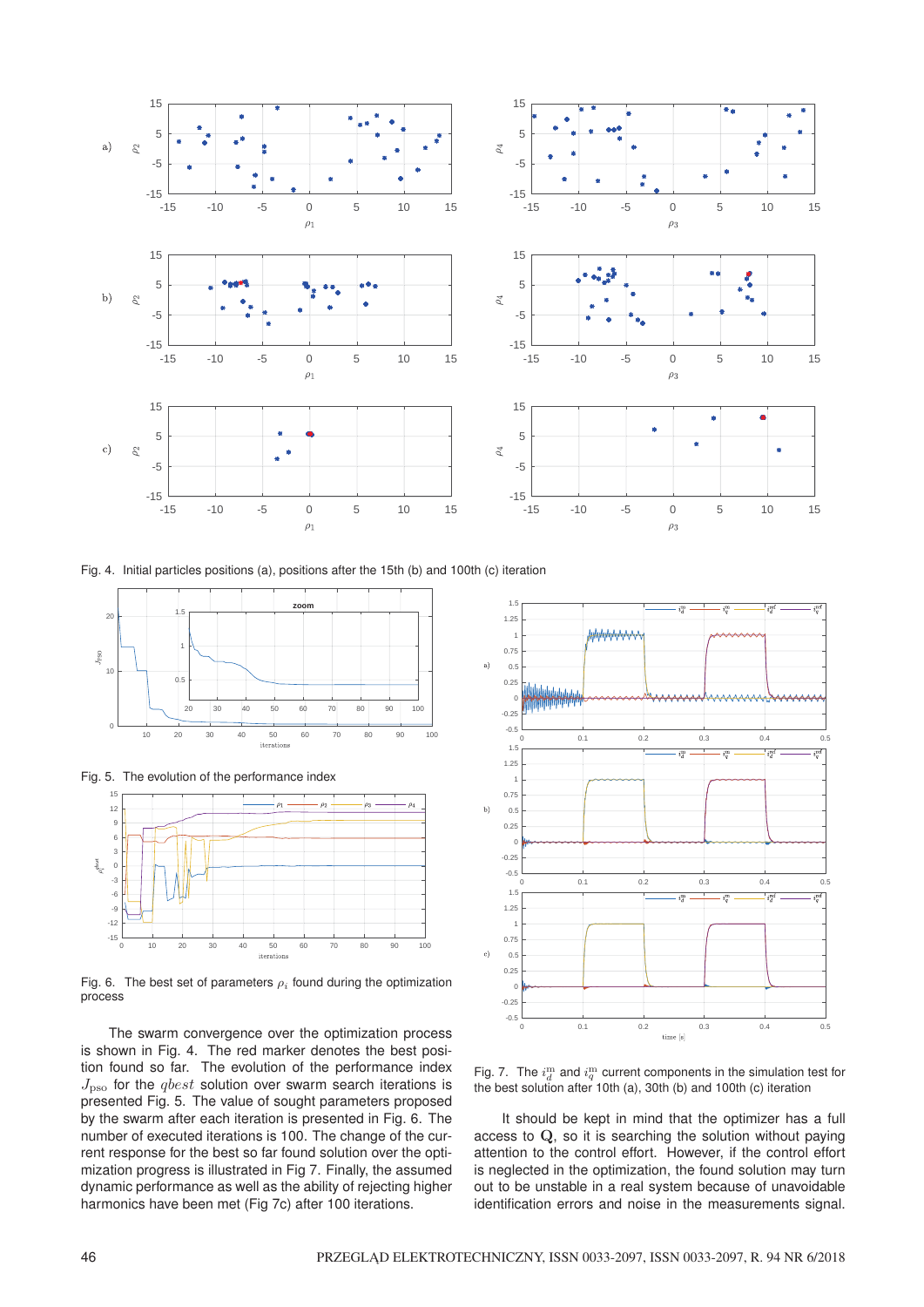Fig. 4. Initial particles positions (a), positions after the 15th (b) and 100th (c) iteration

Fig. 5. The evolution of the performance index

Fig. 6. The best set of parameters $\rho_i$ found during the optimization process

The swarm convergence over the optimization process is shown in Fig. 4. The red marker denotes the best position found so far. The evolution of the performance index $J_{\mathrm{pso}}$ for the $qbest$ solution over swarm search iterations is presented Fig. 5. The value of sought parameters proposed by the swarm after each iteration is presented in Fig. 6. The number of executed iterations is 100. The change of the current response for the best so far found solution over the optimization progress is illustrated in Fig 7. Finally, the assumed dynamic performance as well as the ability of rejecting higher harmonics have been met (Fig 7c) after 100 iterations.

Fig. 7. The $i_d^{\mathrm{m}}$ and $i_q^{\mathrm{m}}$ current components in the simulation test for the best solution after 10th (a), 30th (b) and 100th (c) iteration

It should be kept in mind that the optimizer has a full access to $\mathbf{Q}$, so it is searching the solution without paying attention to the control effort. However, if the control effort is neglected in the optimization, the found solution may turn out to be unstable in a real system because of unavoidable identification errors and noise in the measurements signal.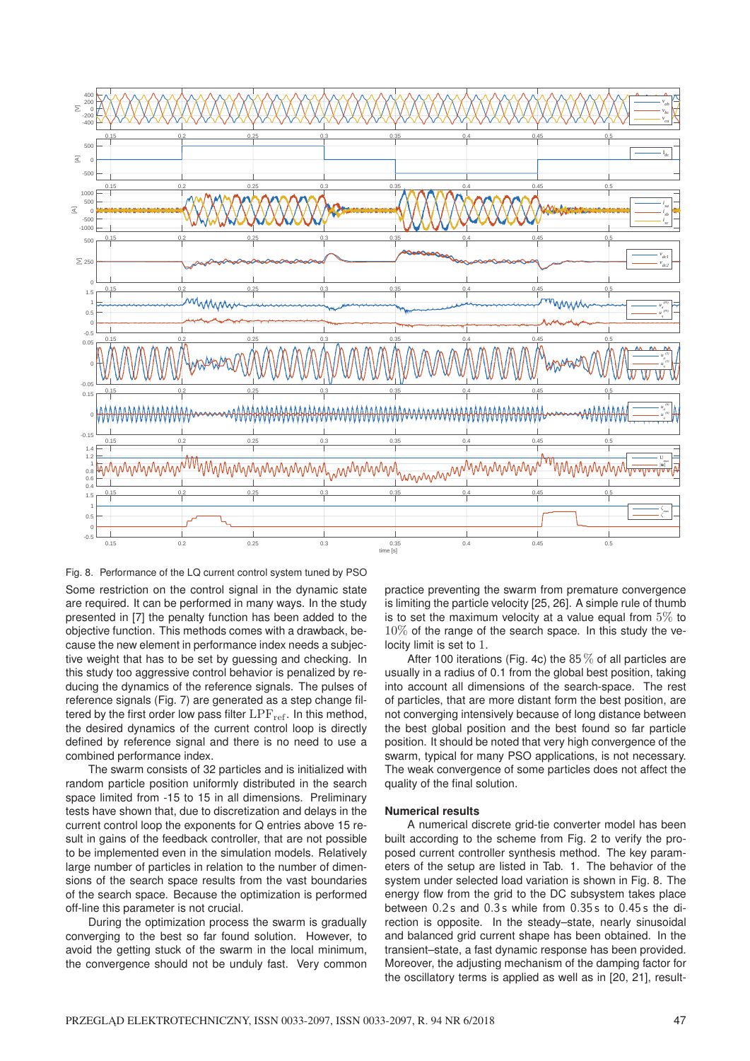Fig. 8. Performance of the LQ current control system tuned by PSO

Some restriction on the control signal in the dynamic state are required. It can be performed in many ways. In the study presented in [7] the penalty function has been added to the objective function. This methods comes with a drawback, because the new element in performance index needs a subjective weight that has to be set by guessing and checking. In this study too aggressive control behavior is penalized by reducing the dynamics of the reference signals. The pulses of reference signals (Fig. 7) are generated as a step change filtered by the first order low pass filter $\mathrm{LPF}_{\mathrm{ref}}$. In this method, the desired dynamics of the current control loop is directly defined by reference signal and there is no need to use a combined performance index.

The swarm consists of 32 particles and is initialized with random particle position uniformly distributed in the search space limited from -15 to 15 in all dimensions. Preliminary tests have shown that, due to discretization and delays in the current control loop the exponents for Q entries above 15 result in gains of the feedback controller, that are not possible to be implemented even in the simulation models. Relatively large number of particles in relation to the number of dimensions of the search space results from the vast boundaries of the search space. Because the optimization is performed off-line this parameter is not crucial.

During the optimization process the swarm is gradually converging to the best so far found solution. However, to avoid the getting stuck of the swarm in the local minimum, the convergence should not be unduly fast. Very common practice preventing the swarm from premature convergence is limiting the particle velocity [25, 26]. A simple rule of thumb is to set the maximum velocity at a value equal from $5\%$ to $10\%$ of the range of the search space. In this study the velocity limit is set to $1$.

After 100 iterations (Fig. 4c) the $85\,\%$ of all particles are usually in a radius of 0.1 from the global best position, taking into account all dimensions of the search-space. The rest of particles, that are more distant form the best position, are not converging intensively because of long distance between the best global position and the best found so far particle position. It should be noted that very high convergence of the swarm, typical for many PSO applications, is not necessary. The weak convergence of some particles does not affect the quality of the final solution.

### Numerical results

A numerical discrete grid-tie converter model has been built according to the scheme from Fig. 2 to verify the proposed current controller synthesis method. The key parameters of the setup are listed in Tab. 1. The behavior of the system under selected load variation is shown in Fig. 8. The energy flow from the grid to the DC subsystem takes place between 0.2 s and 0.3 s while from 0.35 s to 0.45 s the direction is opposite. In the steady–state, nearly sinusoidal and balanced grid current shape has been obtained. In the transient–state, a fast dynamic response has been provided. Moreover, the adjusting mechanism of the damping factor for the oscillatory terms is applied as well as in [20, 21], result-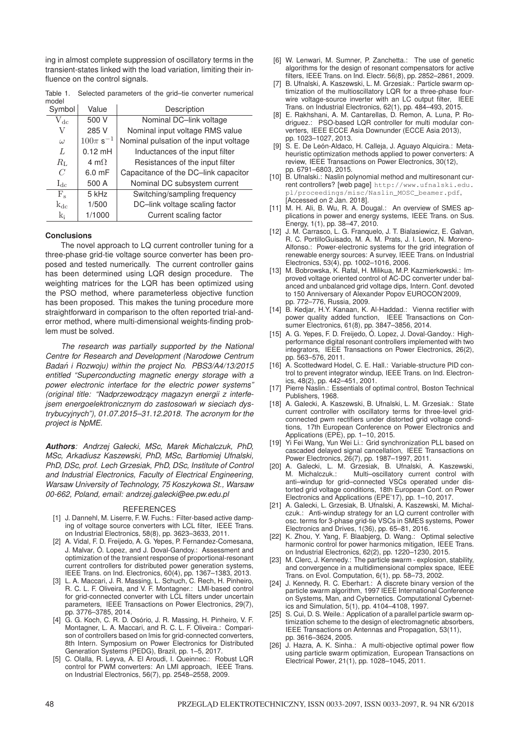ing in almost complete suppression of oscillatory terms in the transient-states linked with the load variation, limiting their influence on the control signals.

Table 1. Selected parameters of the grid–tie converter numerical model

| Symbol | Value | Description |
|---|---|---|
| $V_{dc}$ | 500 V | Nominal DC–link voltage |
| V | 285 V | Nominal input voltage RMS value |
| $\omega$ | $100\pi$ s$^{-1}$ | Nominal pulsation of the input voltage |
| $L$ | 0.12 mH | Inductances of the input filter |
| $R_L$ | 4 m$\Omega$ | Resistances of the input filter |
| $C$ | 6.0 mF | Capacitance of the DC–link capacitor |
| $I_{dc}$ | 500 A | Nominal DC subsystem current |
| $F_s$ | 5 kHz | Switching/sampling frequency |
| $k_{dc}$ | 1/500 | DC–link voltage scaling factor |
| $k_i$ | 1/1000 | Current scaling factor |

## Conclusions

The novel approach to LQ current controller tuning for a three-phase grid-tie voltage source converter has been proposed and tested numerically. The current controller gains has been determined using LQR design procedure. The weighting matrices for the LQR has been optimized using the PSO method, where parameterless objective function has been proposed. This makes the tuning procedure more straightforward in comparison to the often reported trial-and-error method, where multi-dimensional weights-finding problem must be solved.

*The research was partially supported by the National Centre for Research and Development (Narodowe Centrum Badań i Rozwoju) within the project No. PBS3/A4/13/2015 entitled "Superconducting magnetic energy storage with a power electronic interface for the electric power systems" (original title: "Nadprzewodzący magazyn energii z interfejsem energoelektronicznym do zastosowań w sieciach dystrybucyjnych"), 01.07.2015–31.12.2018. The acronym for the project is NpME.*

***Authors**: Andrzej Gałecki, MSc, Marek Michalczuk, PhD, MSc, Arkadiusz Kaszewski, PhD, MSc, Bartłomiej Ufnalski, PhD, DSc, prof. Lech Grzesiak, PhD, DSc, Institute of Control and Industrial Electronics, Faculty of Electrical Engineering, Warsaw University of Technology, 75 Koszykowa St., Warsaw 00-662, Poland, email: andrzej.galecki@ee.pw.edu.pl*

## REFERENCES

[1] J. Dannehl, M. Liserre, F. W. Fuchs.: Filter-based active damping of voltage source converters with LCL filter, IEEE Trans. on Industrial Electronics, 58(8), pp. 3623–3633, 2011.

[2] A. Vidal, F. D. Freijedo, A. G. Yepes, P. Fernandez-Comesana, J. Malvar, Ó. Lopez, and J. Doval-Gandoy.: Assessment and optimization of the transient response of proportional-resonant current controllers for distributed power generation systems, IEEE Trans. on Ind. Electronics, 60(4), pp. 1367–1383, 2013.

[3] L. A. Maccari, J. R. Massing, L. Schuch, C. Rech, H. Pinheiro, R. C. L. F. Oliveira, and V. F. Montagner.: LMI-based control for grid-connected converter with LCL filters under uncertain parameters, IEEE Transactions on Power Electronics, 29(7), pp. 3776–3785, 2014.

[4] G. G. Koch, C. R. D. Osório, J. R. Massing, H. Pinheiro, V. F. Montagner, L. A. Maccari, and R. C. L. F. Oliveira.: Comparison of controllers based on lmis for grid-connected converters, 8th Intern. Symposium on Power Electronics for Distributed Generation Systems (PEDG), Brazil, pp. 1–5, 2017.

[5] C. Olalla, R. Leyva, A. El Aroudi, I. Queinnec.: Robust LQR control for PWM converters: An LMI approach, IEEE Trans. on Industrial Electronics, 56(7), pp. 2548–2558, 2009.

[6] W. Lenwari, M. Sumner, P. Zanchetta.: The use of genetic algorithms for the design of resonant compensators for active filters, IEEE Trans. on Ind. Electr. 56(8), pp. 2852–2861, 2009.

[7] B. Ufnalski, A. Kaszewski, L. M. Grzesiak.: Particle swarm optimization of the multioscillatory LQR for a three-phase four-wire voltage-source inverter with an LC output filter, IEEE Trans. on Industrial Electronics, 62(1), pp. 484–493, 2015.

[8] E. Rakhshani, A. M. Cantarellas, D. Remon, A. Luna, P. Rodriguez.: PSO-based LQR controller for multi modular converters, IEEE ECCE Asia Downunder (ECCE Asia 2013), pp. 1023–1027, 2013.

[9] S. E. De León-Aldaco, H. Calleja, J. Aguayo Alquicira.: Metaheuristic optimization methods applied to power converters: A review, IEEE Transactions on Power Electronics, 30(12), pp. 6791–6803, 2015.

[10] B. Ufnalski.: Naslin polynomial method and multiresonant current controllers? [web page] http://www.ufnalski.edu.pl/proceedings/misc/Naslin_MOSC_beamer.pdf, [Accessed on 2 Jan. 2018].

[11] M. H. Ali, B. Wu, R. A. Dougal.: An overview of SMES applications in power and energy systems, IEEE Trans. on Sus. Energy, 1(1), pp. 38–47, 2010.

[12] J. M. Carrasco, L. G. Franquelo, J. T. Bialasiewicz, E. Galvan, R. C. PortilloGuisado, M. A. M. Prats, J. I. Leon, N. Moreno-Alfonso.: Power-electronic systems for the grid integration of renewable energy sources: A survey, IEEE Trans. on Industrial Electronics, 53(4), pp. 1002–1016, 2006.

[13] M. Bobrowska, K. Rafal, H. Milikua, M.P. Kazmierkowski.: Improved voltage oriented control of AC-DC converter under balanced and unbalanced grid voltage dips, Intern. Conf. devoted to 150 Anniversary of Alexander Popov EUROCON'2009, pp. 772–776, Russia, 2009.

[14] B. Kedjar, H.Y. Kanaan, K. Al-Haddad.: Vienna rectifier with power quality added function, IEEE Transactions on Consumer Electronics, 61(8), pp. 3847–3856, 2014.

[15] A. G. Yepes, F. D. Freijedo, Ó. Lopez, J. Doval-Gandoy.: High-performance digital resonant controllers implemented with two integrators, IEEE Transactions on Power Electronics, 26(2), pp. 563–576, 2011.

[16] A. Scottedward Hodel, C. E. Hall.: Variable-structure PID control to prevent integrator windup, IEEE Trans. on Ind. Electronics, 48(2), pp. 442–451, 2001.

[17] Pierre Naslin.: Essentials of optimal control, Boston Technical Publishers, 1968.

[18] A. Galecki, A. Kaszewski, B. Ufnalski, L. M. Grzesiak.: State current controller with oscillatory terms for three-level grid-connected pwm rectifiers under distorted grid voltage conditions, 17th European Conference on Power Electronics and Applications (EPE), pp. 1–10, 2015.

[19] Yi Fei Wang, Yun Wei Li.: Grid synchronization PLL based on cascaded delayed signal cancellation, IEEE Transactions on Power Electronics, 26(7), pp. 1987–1997, 2011.

[20] A. Galecki, L. M. Grzesiak, B. Ufnalski, A. Kaszewski, M. Michalczuk.: Multi–oscillatory current control with anti–windup for grid–connected VSCs operated under distorted grid voltage conditions, 18th European Conf. on Power Electronics and Applications (EPE'17), pp. 1–10, 2017.

[21] A. Galecki, L. Grzesiak, B. Ufnalski, A. Kaszewski, M. Michalczuk.: Anti-windup strategy for an LQ current controller with osc. terms for 3-phase grid-tie VSCs in SMES systems, Power Electronics and Drives, 1(36), pp. 65–81, 2016.

[22] K. Zhou, Y. Yang, F. Blaabjerg, D. Wang.: Optimal selective harmonic control for power harmonics mitigation, IEEE Trans. on Industrial Electronics, 62(2), pp. 1220–1230, 2015.

[23] M. Clerc, J. Kennedy.: The particle swarm - explosion, stability, and convergence in a multidimensional complex space, IEEE Trans. on Evol. Computation, 6(1), pp. 58–73, 2002.

[24] J. Kennedy, R. C. Eberhart.: A discrete binary version of the particle swarm algorithm, 1997 IEEE International Conference on Systems, Man, and Cybernetics. Computational Cybernetics and Simulation, 5(1), pp. 4104–4108, 1997.

[25] S. Cui, D. S. Weile.: Application of a parallel particle swarm optimization scheme to the design of electromagnetic absorbers, IEEE Transactions on Antennas and Propagation, 53(11), pp. 3616–3624, 2005.

[26] J. Hazra, A. K. Sinha.: A multi-objective optimal power flow using particle swarm optimization, European Transactions on Electrical Power, 21(1), pp. 1028–1045, 2011.